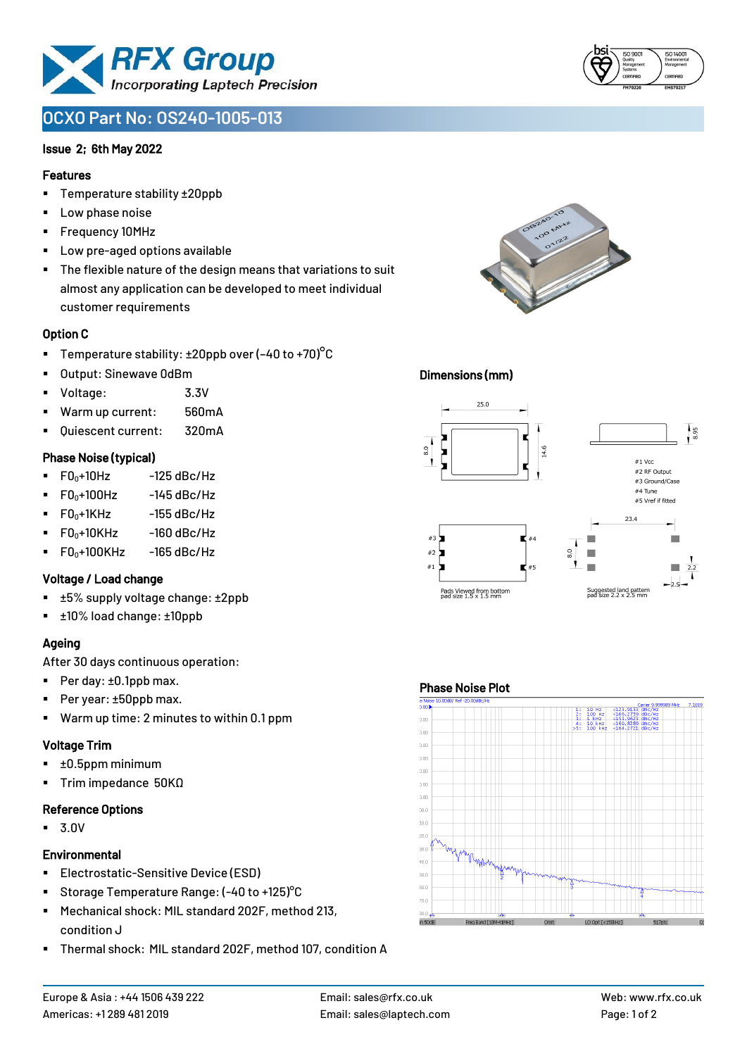# OCXO Part No: OS240-1005-013

**Issue 2; 6th May 2022**

## Features

- Temperature stability ±20ppb
- Low phase noise
- Frequency 10MHz
- Low pre-aged options available
- The flexible nature of the design means that variations to suit almost any application can be developed to meet individual customer requirements

## Option C

- Temperature stability: ±20ppb over (-40 to +70)°C
- Output: Sinewave 0dBm
- Voltage: 3.3V
- Warm up current: 560mA
- Quiescent current: 320mA

## Phase Noise (typical)

- $F0_0$+10Hz -125 dBc/Hz
- $F0_0$+100Hz -145 dBc/Hz
- $F0_0$+1KHz -155 dBc/Hz
- $F0_0$+10KHz -160 dBc/Hz
- $F0_0$+100KHz -165 dBc/Hz

## Voltage / Load change

- ±5% supply voltage change: ±2ppb
- ±10% load change: ±10ppb

## Ageing

After 30 days continuous operation:

- Per day: ±0.1ppb max.
- Per year: ±50ppb max.
- Warm up time: 2 minutes to within 0.1 ppm

## Voltage Trim

- ±0.5ppm minimum
- Trim impedance 50KΩ

## Reference Options

- 3.0V

## Environmental

- Electrostatic-Sensitive Device (ESD)
- Storage Temperature Range: (-40 to +125)°C
- Mechanical shock: MIL standard 202F, method 213, condition J
- Thermal shock: MIL standard 202F, method 107, condition A

## Dimensions (mm)

25.0 / 8.0 / 14.6 / 8.95

#1 Vcc
#2 RF Output
#3 Ground/Case
#4 Tune
#5 Vref if fitted

23.4 / 8.0 / 2.2 / 2.5

Pads Viewed from bottom
pad size 1.5 x 1.5 mm

Suggested land pattern
pad size 2.2 x 2.5 mm

## Phase Noise Plot

Carrier 9.999989 MHz

| Marker | Offset | Phase Noise |
|---|---|---|
| 1: | 10 Hz | -123.9133 dBc/Hz |
| 2: | 100 Hz | -146.2759 dBc/Hz |
| 3: | 1 kHz | -153.9623 dBc/Hz |
| 4: | 10 kHz | -160.8289 dBc/Hz |
| >5: | 100 kHz | -164.2721 dBc/Hz |

Europe & Asia : +44 1506 439 222
Americas: +1 289 481 2019
Email: sales@rfx.co.uk
Email: sales@laptech.com
Web: www.rfx.co.uk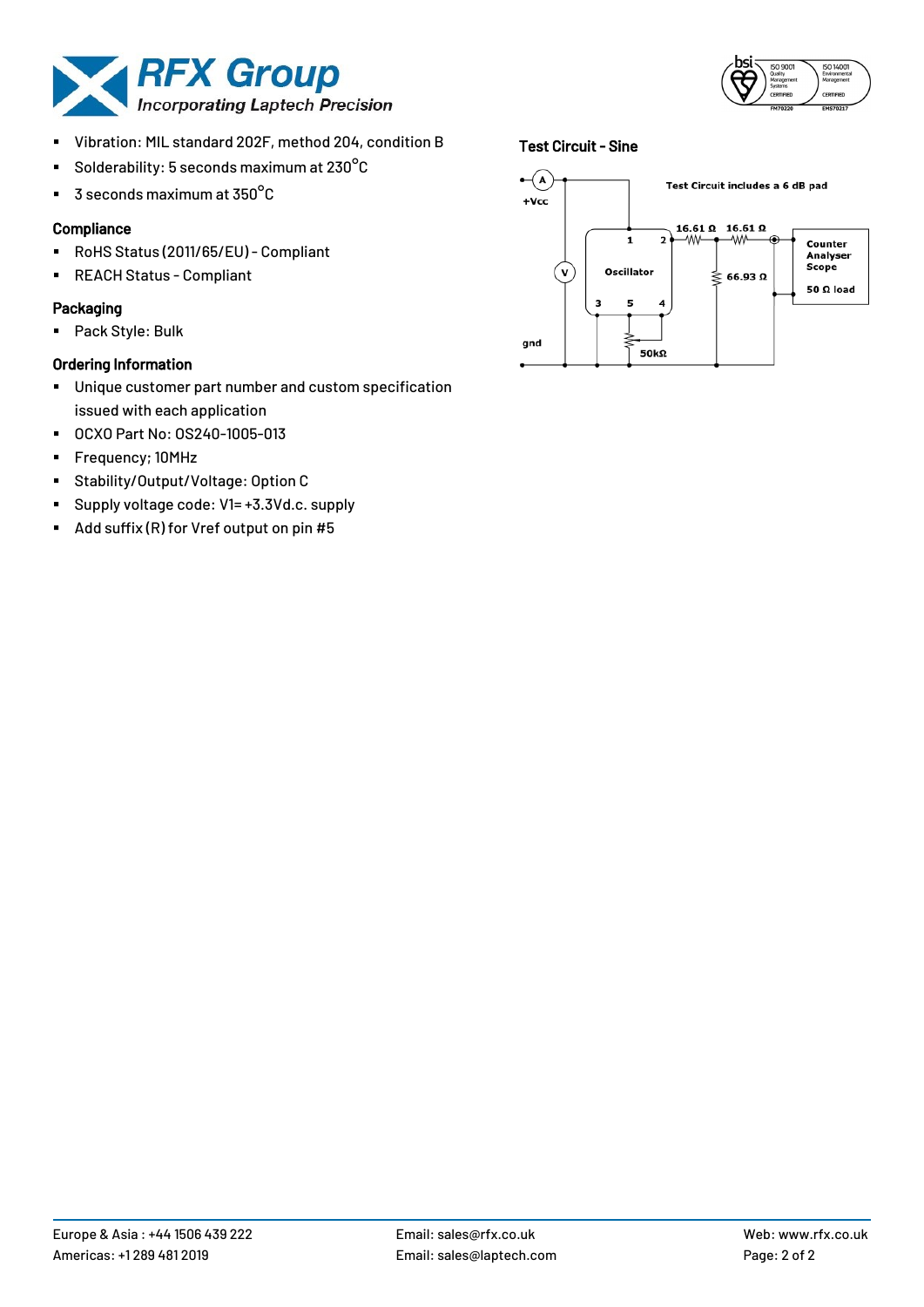- Vibration: MIL standard 202F, method 204, condition B
- Solderability: 5 seconds maximum at 230°C
- 3 seconds maximum at 350°C

### Compliance

- RoHS Status (2011/65/EU) - Compliant
- REACH Status - Compliant

### Packaging

- Pack Style: Bulk

### Ordering Information

- Unique customer part number and custom specification issued with each application
- OCXO Part No: OS240-1005-013
- Frequency; 10MHz
- Stability/Output/Voltage: Option C
- Supply voltage code: V1= +3.3Vd.c. supply
- Add suffix (R) for Vref output on pin #5

### Test Circuit - Sine

A
+Vcc
Test Circuit includes a 6 dB pad
16.61 Ω
16.61 Ω
1
2
V
Oscillator
66.93 Ω
Counter
Analyser
Scope
50 Ω load
3
5
4
gnd
50kΩ

Europe & Asia : +44 1506 439 222
Americas: +1 289 481 2019
Email: sales@rfx.co.uk
Email: sales@laptech.com
Web: www.rfx.co.uk